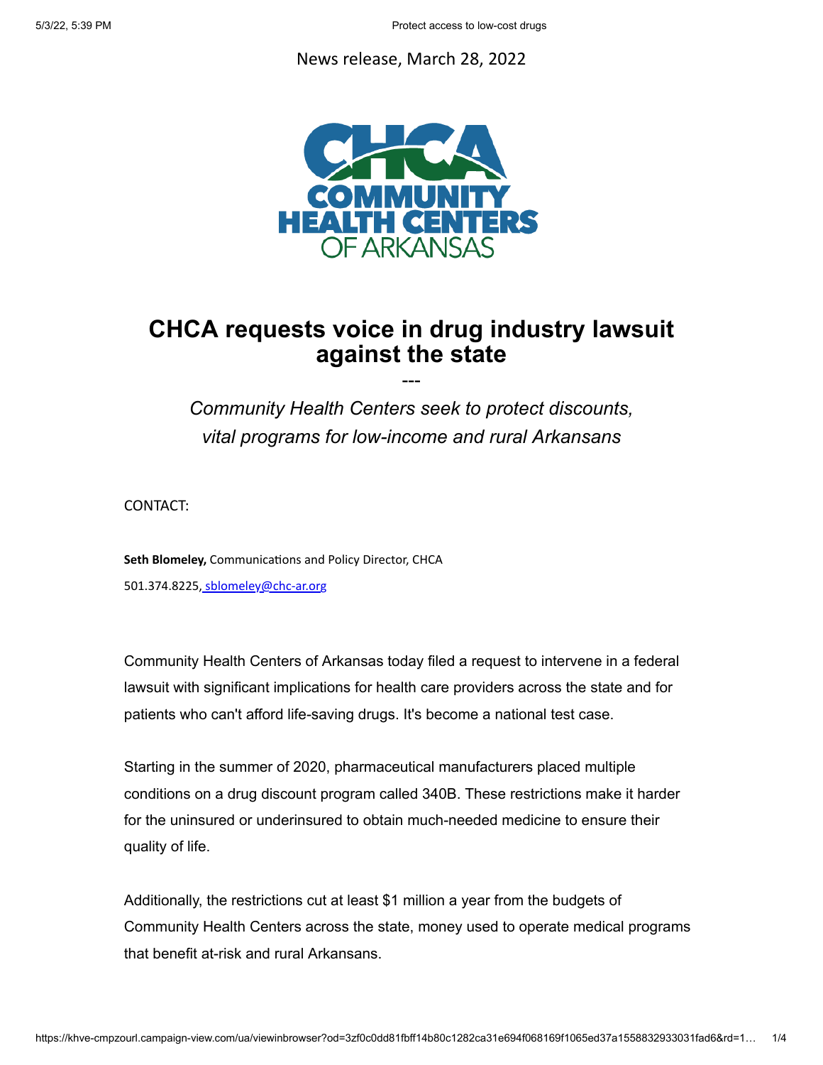News release, March 28, 2022

CHCA COMMUNITY HEALTH CENTERS OF ARKANSAS

# CHCA requests voice in drug industry lawsuit against the state

---

*Community Health Centers seek to protect discounts, vital programs for low-income and rural Arkansans*

CONTACT:

**Seth Blomeley,** Communications and Policy Director, CHCA

501.374.8225, sblomeley@chc-ar.org

Community Health Centers of Arkansas today filed a request to intervene in a federal lawsuit with significant implications for health care providers across the state and for patients who can't afford life-saving drugs. It's become a national test case.

Starting in the summer of 2020, pharmaceutical manufacturers placed multiple conditions on a drug discount program called 340B. These restrictions make it harder for the uninsured or underinsured to obtain much-needed medicine to ensure their quality of life.

Additionally, the restrictions cut at least $1 million a year from the budgets of Community Health Centers across the state, money used to operate medical programs that benefit at-risk and rural Arkansans.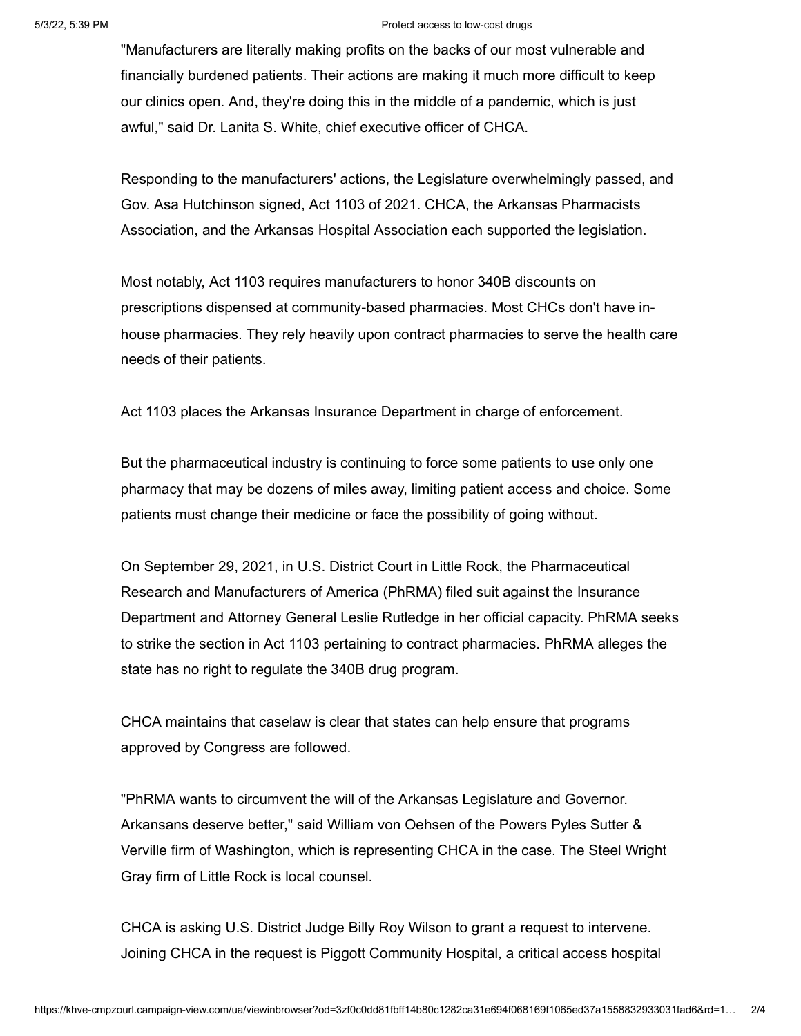"Manufacturers are literally making profits on the backs of our most vulnerable and financially burdened patients. Their actions are making it much more difficult to keep our clinics open. And, they're doing this in the middle of a pandemic, which is just awful," said Dr. Lanita S. White, chief executive officer of CHCA.

Responding to the manufacturers' actions, the Legislature overwhelmingly passed, and Gov. Asa Hutchinson signed, Act 1103 of 2021. CHCA, the Arkansas Pharmacists Association, and the Arkansas Hospital Association each supported the legislation.

Most notably, Act 1103 requires manufacturers to honor 340B discounts on prescriptions dispensed at community-based pharmacies. Most CHCs don't have in-house pharmacies. They rely heavily upon contract pharmacies to serve the health care needs of their patients.

Act 1103 places the Arkansas Insurance Department in charge of enforcement.

But the pharmaceutical industry is continuing to force some patients to use only one pharmacy that may be dozens of miles away, limiting patient access and choice. Some patients must change their medicine or face the possibility of going without.

On September 29, 2021, in U.S. District Court in Little Rock, the Pharmaceutical Research and Manufacturers of America (PhRMA) filed suit against the Insurance Department and Attorney General Leslie Rutledge in her official capacity. PhRMA seeks to strike the section in Act 1103 pertaining to contract pharmacies. PhRMA alleges the state has no right to regulate the 340B drug program.

CHCA maintains that caselaw is clear that states can help ensure that programs approved by Congress are followed.

"PhRMA wants to circumvent the will of the Arkansas Legislature and Governor. Arkansans deserve better," said William von Oehsen of the Powers Pyles Sutter & Verville firm of Washington, which is representing CHCA in the case. The Steel Wright Gray firm of Little Rock is local counsel.

CHCA is asking U.S. District Judge Billy Roy Wilson to grant a request to intervene. Joining CHCA in the request is Piggott Community Hospital, a critical access hospital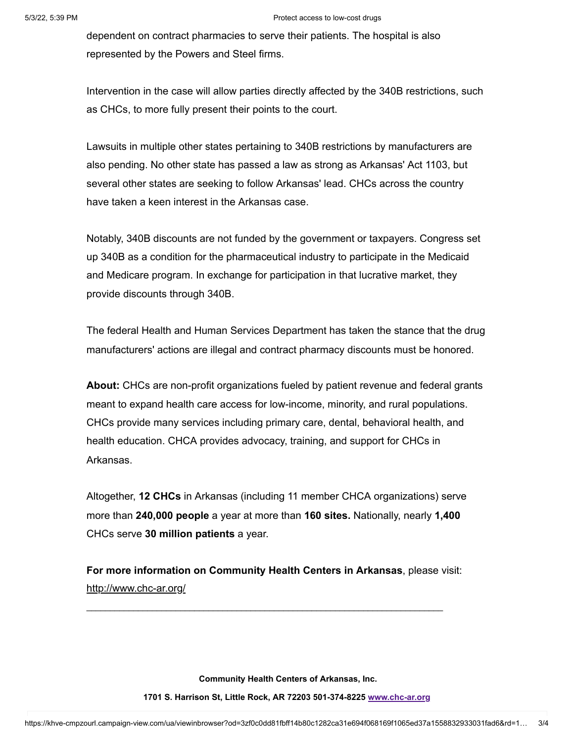dependent on contract pharmacies to serve their patients. The hospital is also represented by the Powers and Steel firms.

Intervention in the case will allow parties directly affected by the 340B restrictions, such as CHCs, to more fully present their points to the court.

Lawsuits in multiple other states pertaining to 340B restrictions by manufacturers are also pending. No other state has passed a law as strong as Arkansas' Act 1103, but several other states are seeking to follow Arkansas' lead. CHCs across the country have taken a keen interest in the Arkansas case.

Notably, 340B discounts are not funded by the government or taxpayers. Congress set up 340B as a condition for the pharmaceutical industry to participate in the Medicaid and Medicare program. In exchange for participation in that lucrative market, they provide discounts through 340B.

The federal Health and Human Services Department has taken the stance that the drug manufacturers' actions are illegal and contract pharmacy discounts must be honored.

**About:** CHCs are non-profit organizations fueled by patient revenue and federal grants meant to expand health care access for low-income, minority, and rural populations. CHCs provide many services including primary care, dental, behavioral health, and health education. CHCA provides advocacy, training, and support for CHCs in Arkansas.

Altogether, **12 CHCs** in Arkansas (including 11 member CHCA organizations) serve more than **240,000 people** a year at more than **160 sites.** Nationally, nearly **1,400** CHCs serve **30 million patients** a year.

**For more information on Community Health Centers in Arkansas**, please visit: http://www.chc-ar.org/

---

**Community Health Centers of Arkansas, Inc.**

**1701 S. Harrison St, Little Rock, AR 72203 501-374-8225 www.chc-ar.org**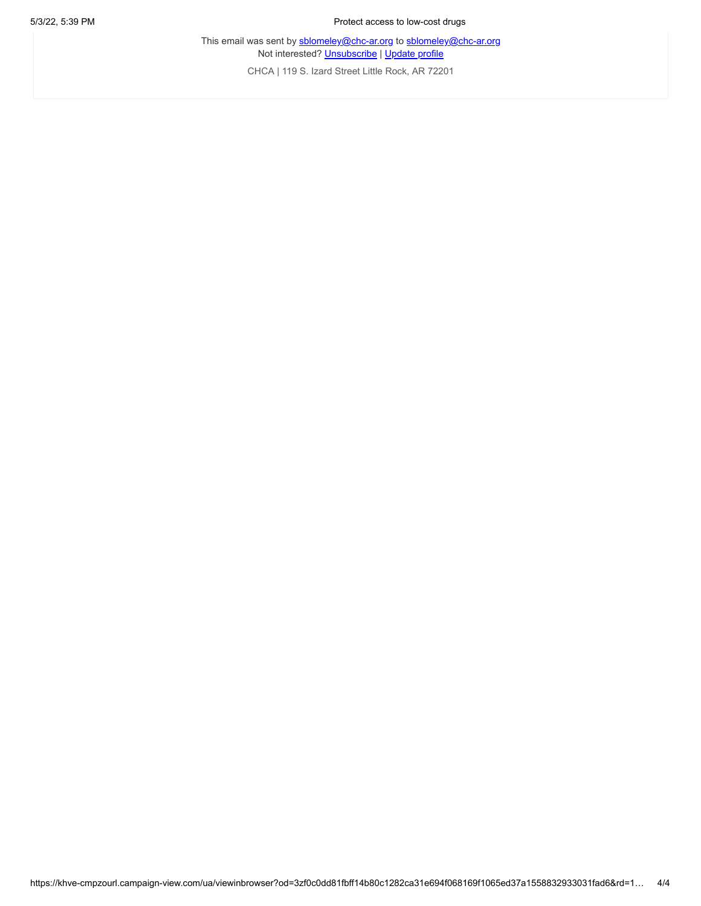This email was sent by [sblomeley@chc-ar.org](mailto:sblomeley@chc-ar.org) to [sblomeley@chc-ar.org](mailto:sblomeley@chc-ar.org)

Not interested? Unsubscribe | Update profile

CHCA | 119 S. Izard Street Little Rock, AR 72201